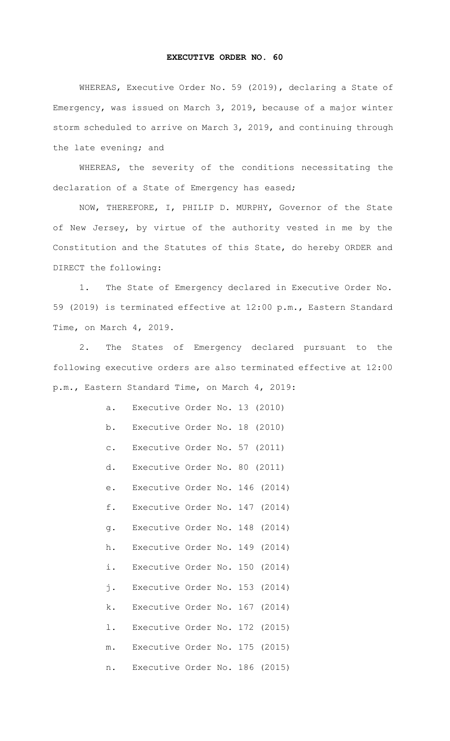# EXECUTIVE ORDER NO. 60

WHEREAS, Executive Order No. 59 (2019), declaring a State of Emergency, was issued on March 3, 2019, because of a major winter storm scheduled to arrive on March 3, 2019, and continuing through the late evening; and

WHEREAS, the severity of the conditions necessitating the declaration of a State of Emergency has eased;

NOW, THEREFORE, I, PHILIP D. MURPHY, Governor of the State of New Jersey, by virtue of the authority vested in me by the Constitution and the Statutes of this State, do hereby ORDER and DIRECT the following:

1. The State of Emergency declared in Executive Order No. 59 (2019) is terminated effective at 12:00 p.m., Eastern Standard Time, on March 4, 2019.

2. The States of Emergency declared pursuant to the following executive orders are also terminated effective at 12:00 p.m., Eastern Standard Time, on March 4, 2019:

   a. Executive Order No. 13 (2010)

   b. Executive Order No. 18 (2010)

   c. Executive Order No. 57 (2011)

   d. Executive Order No. 80 (2011)

   e. Executive Order No. 146 (2014)

   f. Executive Order No. 147 (2014)

   g. Executive Order No. 148 (2014)

   h. Executive Order No. 149 (2014)

   i. Executive Order No. 150 (2014)

   j. Executive Order No. 153 (2014)

   k. Executive Order No. 167 (2014)

   l. Executive Order No. 172 (2015)

   m. Executive Order No. 175 (2015)

   n. Executive Order No. 186 (2015)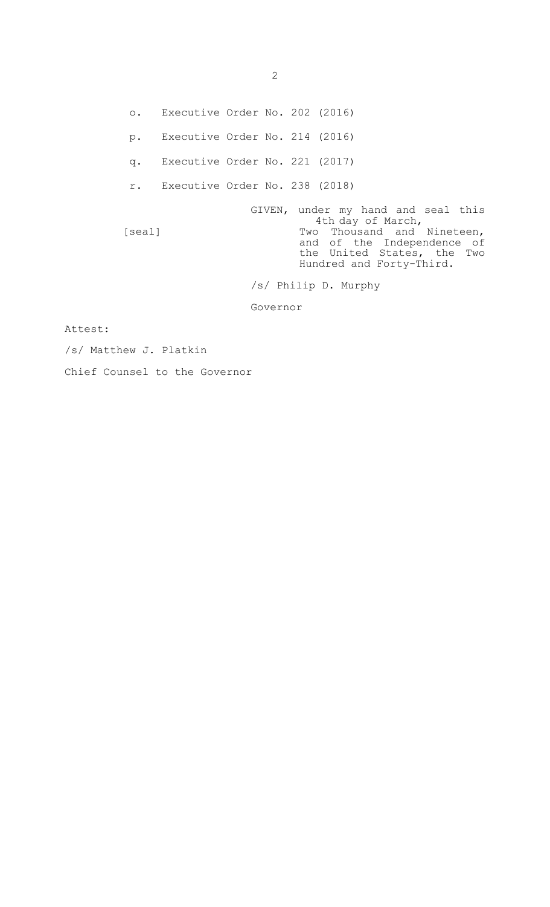o. Executive Order No. 202 (2016)

p. Executive Order No. 214 (2016)

q. Executive Order No. 221 (2017)

r. Executive Order No. 238 (2018)

[seal]

GIVEN, under my hand and seal this 4th day of March, Two Thousand and Nineteen, and of the Independence of the United States, the Two Hundred and Forty-Third.

/s/ Philip D. Murphy

Governor

Attest:

/s/ Matthew J. Platkin

Chief Counsel to the Governor